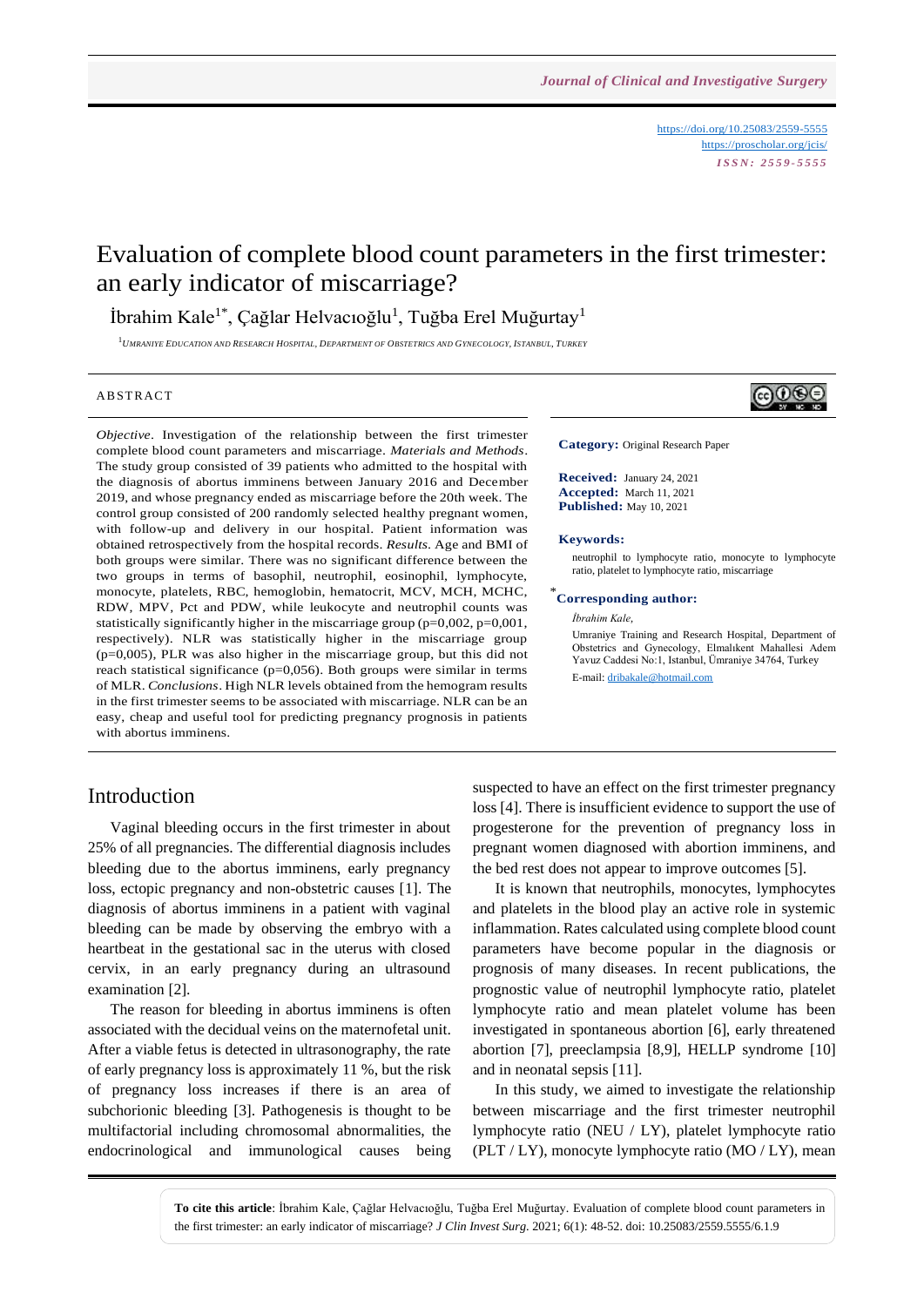# Evaluation of complete blood count parameters in the first trimester: an early indicator of miscarriage?

İbrahim Kale[1*], Çağlar Helvacıoğlu[1], Tuğba Erel Muğurtay[1]

[1]Umraniye Education and Research Hospital, Department of Obstetrics and Gynecology, Istanbul, Turkey

## ABSTRACT

*Objective*. Investigation of the relationship between the first trimester complete blood count parameters and miscarriage. *Materials and Methods*. The study group consisted of 39 patients who admitted to the hospital with the diagnosis of abortus imminens between January 2016 and December 2019, and whose pregnancy ended as miscarriage before the 20th week. The control group consisted of 200 randomly selected healthy pregnant women, with follow-up and delivery in our hospital. Patient information was obtained retrospectively from the hospital records. *Results*. Age and BMI of both groups were similar. There was no significant difference between the two groups in terms of basophil, neutrophil, eosinophil, lymphocyte, monocyte, platelets, RBC, hemoglobin, hematocrit, MCV, MCH, MCHC, RDW, MPV, Pct and PDW, while leukocyte and neutrophil counts was statistically significantly higher in the miscarriage group (p=0,002, p=0,001, respectively). NLR was statistically higher in the miscarriage group (p=0,005), PLR was also higher in the miscarriage group, but this did not reach statistical significance (p=0,056). Both groups were similar in terms of MLR. *Conclusions*. High NLR levels obtained from the hemogram results in the first trimester seems to be associated with miscarriage. NLR can be an easy, cheap and useful tool for predicting pregnancy prognosis in patients with abortus imminens.

**Category:** Original Research Paper

**Received:** January 24, 2021
**Accepted:** March 11, 2021
**Published:** May 10, 2021

**Keywords:**
neutrophil to lymphocyte ratio, monocyte to lymphocyte ratio, platelet to lymphocyte ratio, miscarriage

**\*Corresponding author:**
*İbrahim Kale,*
Umraniye Training and Research Hospital, Department of Obstetrics and Gynecology, Elmalıkent Mahallesi Adem Yavuz Caddesi No:1, Istanbul, Ümraniye 34764, Turkey
E-mail: dribakale@hotmail.com

## Introduction

Vaginal bleeding occurs in the first trimester in about 25% of all pregnancies. The differential diagnosis includes bleeding due to the abortus imminens, early pregnancy loss, ectopic pregnancy and non-obstetric causes [1]. The diagnosis of abortus imminens in a patient with vaginal bleeding can be made by observing the embryo with a heartbeat in the gestational sac in the uterus with closed cervix, in an early pregnancy during an ultrasound examination [2].

The reason for bleeding in abortus imminens is often associated with the decidual veins on the maternofetal unit. After a viable fetus is detected in ultrasonography, the rate of early pregnancy loss is approximately 11 %, but the risk of pregnancy loss increases if there is an area of subchorionic bleeding [3]. Pathogenesis is thought to be multifactorial including chromosomal abnormalities, the endocrinological and immunological causes being suspected to have an effect on the first trimester pregnancy loss [4]. There is insufficient evidence to support the use of progesterone for the prevention of pregnancy loss in pregnant women diagnosed with abortion imminens, and the bed rest does not appear to improve outcomes [5].

It is known that neutrophils, monocytes, lymphocytes and platelets in the blood play an active role in systemic inflammation. Rates calculated using complete blood count parameters have become popular in the diagnosis or prognosis of many diseases. In recent publications, the prognostic value of neutrophil lymphocyte ratio, platelet lymphocyte ratio and mean platelet volume has been investigated in spontaneous abortion [6], early threatened abortion [7], preeclampsia [8,9], HELLP syndrome [10] and in neonatal sepsis [11].

In this study, we aimed to investigate the relationship between miscarriage and the first trimester neutrophil lymphocyte ratio (NEU / LY), platelet lymphocyte ratio (PLT / LY), monocyte lymphocyte ratio (MO / LY), mean

**To cite this article**: İbrahim Kale, Çağlar Helvacıoğlu, Tuğba Erel Muğurtay. Evaluation of complete blood count parameters in the first trimester: an early indicator of miscarriage? *J Clin Invest Surg*. 2021; 6(1): 48-52. doi: 10.25083/2559.5555/6.1.9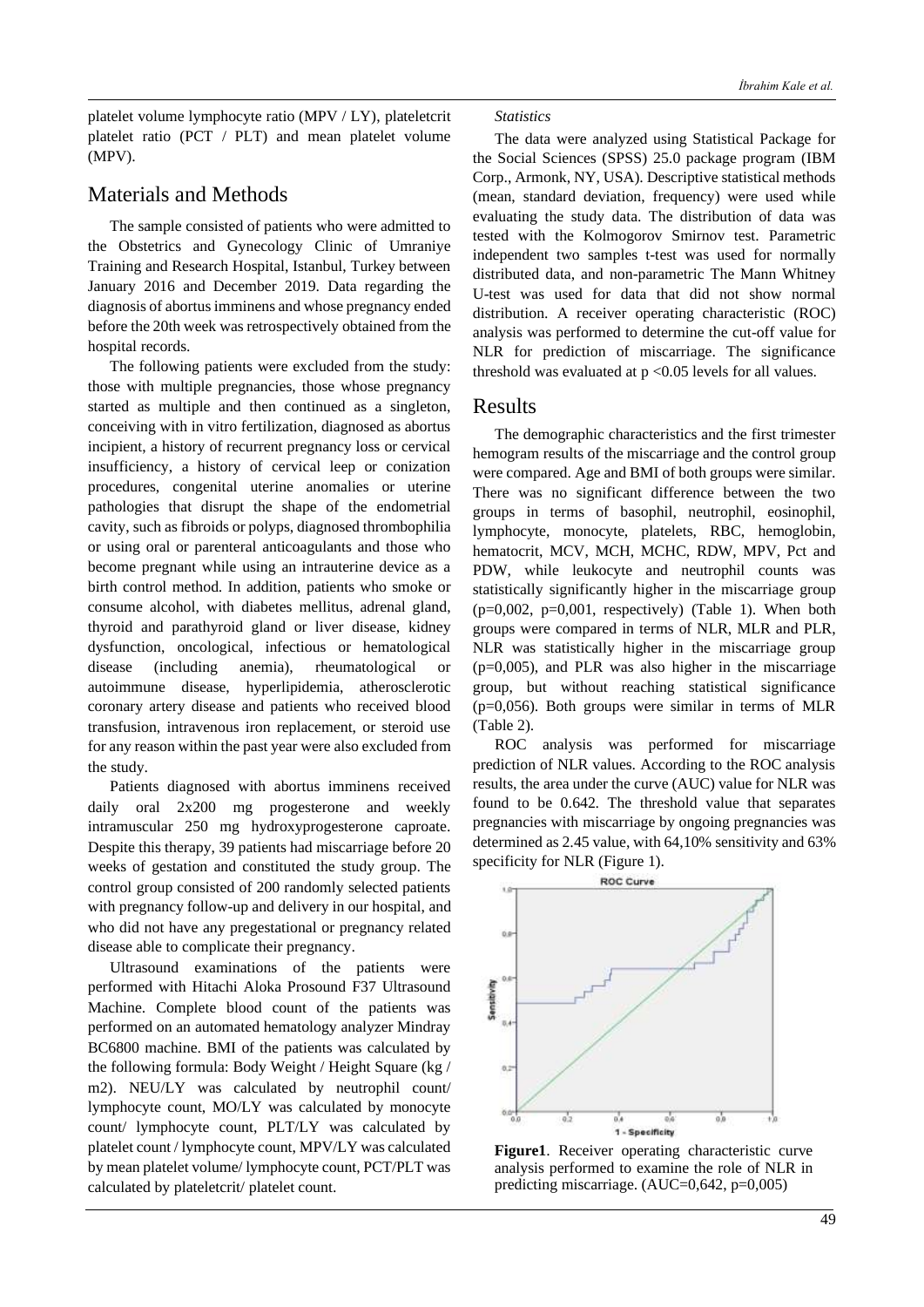platelet volume lymphocyte ratio (MPV / LY), plateletcrit platelet ratio (PCT / PLT) and mean platelet volume (MPV).

## Materials and Methods

The sample consisted of patients who were admitted to the Obstetrics and Gynecology Clinic of Umraniye Training and Research Hospital, Istanbul, Turkey between January 2016 and December 2019. Data regarding the diagnosis of abortus imminens and whose pregnancy ended before the 20th week was retrospectively obtained from the hospital records.

The following patients were excluded from the study: those with multiple pregnancies, those whose pregnancy started as multiple and then continued as a singleton, conceiving with in vitro fertilization, diagnosed as abortus incipient, a history of recurrent pregnancy loss or cervical insufficiency, a history of cervical leep or conization procedures, congenital uterine anomalies or uterine pathologies that disrupt the shape of the endometrial cavity, such as fibroids or polyps, diagnosed thrombophilia or using oral or parenteral anticoagulants and those who become pregnant while using an intrauterine device as a birth control method. In addition, patients who smoke or consume alcohol, with diabetes mellitus, adrenal gland, thyroid and parathyroid gland or liver disease, kidney dysfunction, oncological, infectious or hematological disease (including anemia), rheumatological or autoimmune disease, hyperlipidemia, atherosclerotic coronary artery disease and patients who received blood transfusion, intravenous iron replacement, or steroid use for any reason within the past year were also excluded from the study.

Patients diagnosed with abortus imminens received daily oral 2x200 mg progesterone and weekly intramuscular 250 mg hydroxyprogesterone caproate. Despite this therapy, 39 patients had miscarriage before 20 weeks of gestation and constituted the study group. The control group consisted of 200 randomly selected patients with pregnancy follow-up and delivery in our hospital, and who did not have any pregestational or pregnancy related disease able to complicate their pregnancy.

Ultrasound examinations of the patients were performed with Hitachi Aloka Prosound F37 Ultrasound Machine. Complete blood count of the patients was performed on an automated hematology analyzer Mindray BC6800 machine. BMI of the patients was calculated by the following formula: Body Weight / Height Square (kg / m2). NEU/LY was calculated by neutrophil count/ lymphocyte count, MO/LY was calculated by monocyte count/ lymphocyte count, PLT/LY was calculated by platelet count / lymphocyte count, MPV/LY was calculated by mean platelet volume/ lymphocyte count, PCT/PLT was calculated by plateletcrit/ platelet count.

*Statistics*

The data were analyzed using Statistical Package for the Social Sciences (SPSS) 25.0 package program (IBM Corp., Armonk, NY, USA). Descriptive statistical methods (mean, standard deviation, frequency) were used while evaluating the study data. The distribution of data was tested with the Kolmogorov Smirnov test. Parametric independent two samples t-test was used for normally distributed data, and non-parametric The Mann Whitney U-test was used for data that did not show normal distribution. A receiver operating characteristic (ROC) analysis was performed to determine the cut-off value for NLR for prediction of miscarriage. The significance threshold was evaluated at $p < 0.05$ levels for all values.

## Results

The demographic characteristics and the first trimester hemogram results of the miscarriage and the control group were compared. Age and BMI of both groups were similar. There was no significant difference between the two groups in terms of basophil, neutrophil, eosinophil, lymphocyte, monocyte, platelets, RBC, hemoglobin, hematocrit, MCV, MCH, MCHC, RDW, MPV, Pct and PDW, while leukocyte and neutrophil counts was statistically significantly higher in the miscarriage group (p=0,002, p=0,001, respectively) (Table 1). When both groups were compared in terms of NLR, MLR and PLR, NLR was statistically higher in the miscarriage group (p=0,005), and PLR was also higher in the miscarriage group, but without reaching statistical significance (p=0,056). Both groups were similar in terms of MLR (Table 2).

ROC analysis was performed for miscarriage prediction of NLR values. According to the ROC analysis results, the area under the curve (AUC) value for NLR was found to be 0.642. The threshold value that separates pregnancies with miscarriage by ongoing pregnancies was determined as 2.45 value, with 64,10% sensitivity and 63% specificity for NLR (Figure 1).

**Figure1**. Receiver operating characteristic curve analysis performed to examine the role of NLR in predicting miscarriage. (AUC=0,642, p=0,005)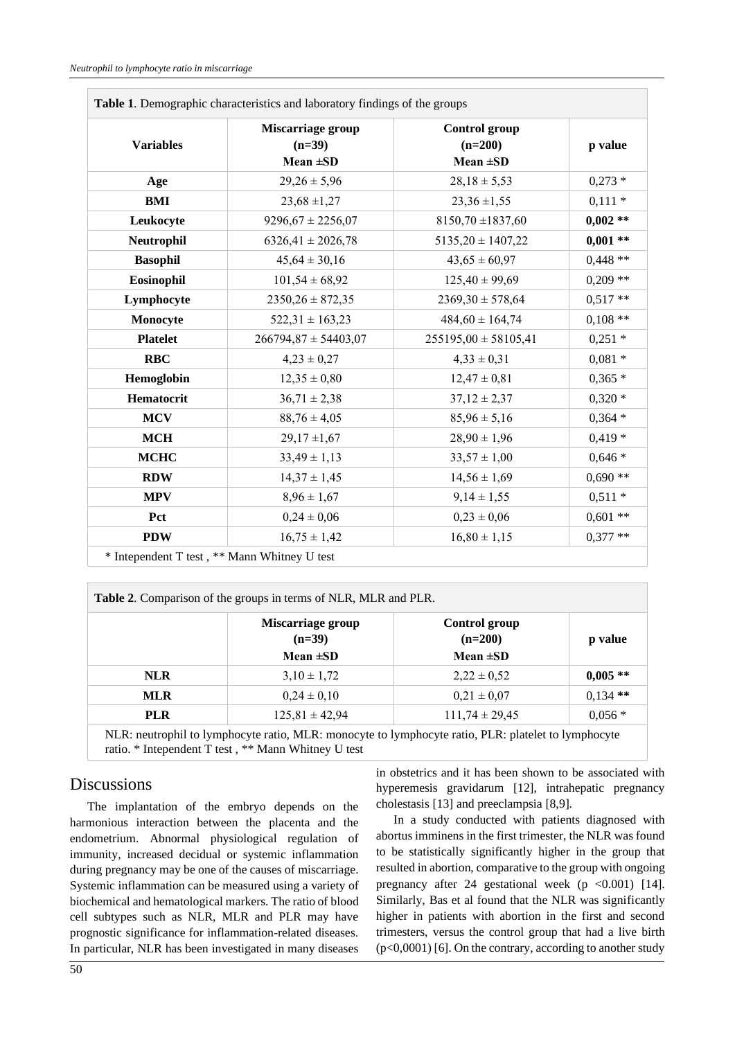**Table 1**. Demographic characteristics and laboratory findings of the groups

| Variables | Miscarriage group (n=39) Mean ±SD | Control group (n=200) Mean ±SD | p value |
|---|---|---|---|
| **Age** | 29,26 ± 5,96 | 28,18 ± 5,53 | 0,273 * |
| **BMI** | 23,68 ±1,27 | 23,36 ±1,55 | 0,111 * |
| **Leukocyte** | 9296,67 ± 2256,07 | 8150,70 ±1837,60 | **0,002 \*\*** |
| **Neutrophil** | 6326,41 ± 2026,78 | 5135,20 ± 1407,22 | **0,001 \*\*** |
| **Basophil** | 45,64 ± 30,16 | 43,65 ± 60,97 | 0,448 ** |
| **Eosinophil** | 101,54 ± 68,92 | 125,40 ± 99,69 | 0,209 ** |
| **Lymphocyte** | 2350,26 ± 872,35 | 2369,30 ± 578,64 | 0,517 ** |
| **Monocyte** | 522,31 ± 163,23 | 484,60 ± 164,74 | 0,108 ** |
| **Platelet** | 266794,87 ± 54403,07 | 255195,00 ± 58105,41 | 0,251 * |
| **RBC** | 4,23 ± 0,27 | 4,33 ± 0,31 | 0,081 * |
| **Hemoglobin** | 12,35 ± 0,80 | 12,47 ± 0,81 | 0,365 * |
| **Hematocrit** | 36,71 ± 2,38 | 37,12 ± 2,37 | 0,320 * |
| **MCV** | 88,76 ± 4,05 | 85,96 ± 5,16 | 0,364 * |
| **MCH** | 29,17 ±1,67 | 28,90 ± 1,96 | 0,419 * |
| **MCHC** | 33,49 ± 1,13 | 33,57 ± 1,00 | 0,646 * |
| **RDW** | 14,37 ± 1,45 | 14,56 ± 1,69 | 0,690 ** |
| **MPV** | 8,96 ± 1,67 | 9,14 ± 1,55 | 0,511 * |
| **Pct** | 0,24 ± 0,06 | 0,23 ± 0,06 | 0,601 ** |
| **PDW** | 16,75 ± 1,42 | 16,80 ± 1,15 | 0,377 ** |

* Intependent T test , ** Mann Whitney U test

**Table 2**. Comparison of the groups in terms of NLR, MLR and PLR.

| | Miscarriage group (n=39) Mean ±SD | Control group (n=200) Mean ±SD | p value |
|---|---|---|---|
| **NLR** | 3,10 ± 1,72 | 2,22 ± 0,52 | **0,005 \*\*** |
| **MLR** | 0,24 ± 0,10 | 0,21 ± 0,07 | 0,134 ** |
| **PLR** | 125,81 ± 42,94 | 111,74 ± 29,45 | 0,056 * |

NLR: neutrophil to lymphocyte ratio, MLR: monocyte to lymphocyte ratio, PLR: platelet to lymphocyte ratio. * Intependent T test , ** Mann Whitney U test

## Discussions

The implantation of the embryo depends on the harmonious interaction between the placenta and the endometrium. Abnormal physiological regulation of immunity, increased decidual or systemic inflammation during pregnancy may be one of the causes of miscarriage. Systemic inflammation can be measured using a variety of biochemical and hematological markers. The ratio of blood cell subtypes such as NLR, MLR and PLR may have prognostic significance for inflammation-related diseases. In particular, NLR has been investigated in many diseases in obstetrics and it has been shown to be associated with hyperemesis gravidarum [12], intrahepatic pregnancy cholestasis [13] and preeclampsia [8,9].

In a study conducted with patients diagnosed with abortus imminens in the first trimester, the NLR was found to be statistically significantly higher in the group that resulted in abortion, comparative to the group with ongoing pregnancy after 24 gestational week ($p < 0.001$) [14]. Similarly, Bas et al found that the NLR was significantly higher in patients with abortion in the first and second trimesters, versus the control group that had a live birth ($p<0,0001$) [6]. On the contrary, according to another study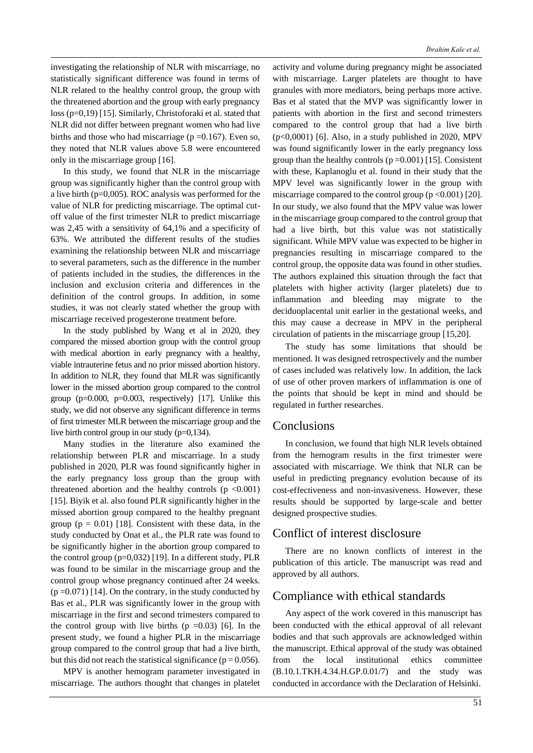investigating the relationship of NLR with miscarriage, no statistically significant difference was found in terms of NLR related to the healthy control group, the group with the threatened abortion and the group with early pregnancy loss (p=0,19) [15]. Similarly, Christoforaki et al. stated that NLR did not differ between pregnant women who had live births and those who had miscarriage (p =0.167). Even so, they noted that NLR values above 5.8 were encountered only in the miscarriage group [16].

In this study, we found that NLR in the miscarriage group was significantly higher than the control group with a live birth (p=0,005). ROC analysis was performed for the value of NLR for predicting miscarriage. The optimal cut-off value of the first trimester NLR to predict miscarriage was 2,45 with a sensitivity of 64,1% and a specificity of 63%. We attributed the different results of the studies examining the relationship between NLR and miscarriage to several parameters, such as the difference in the number of patients included in the studies, the differences in the inclusion and exclusion criteria and differences in the definition of the control groups. In addition, in some studies, it was not clearly stated whether the group with miscarriage received progesterone treatment before.

In the study published by Wang et al in 2020, they compared the missed abortion group with the control group with medical abortion in early pregnancy with a healthy, viable intrauterine fetus and no prior missed abortion history. In addition to NLR, they found that MLR was significantly lower in the missed abortion group compared to the control group (p=0.000, p=0.003, respectively) [17]. Unlike this study, we did not observe any significant difference in terms of first trimester MLR between the miscarriage group and the live birth control group in our study (p=0,134).

Many studies in the literature also examined the relationship between PLR and miscarriage. In a study published in 2020, PLR was found significantly higher in the early pregnancy loss group than the group with threatened abortion and the healthy controls (p <0.001) [15]. Biyik et al. also found PLR significantly higher in the missed abortion group compared to the healthy pregnant group (p = 0.01) [18]. Consistent with these data, in the study conducted by Onat et al., the PLR rate was found to be significantly higher in the abortion group compared to the control group (p=0,032) [19]. In a different study, PLR was found to be similar in the miscarriage group and the control group whose pregnancy continued after 24 weeks. (p =0.071) [14]. On the contrary, in the study conducted by Bas et al., PLR was significantly lower in the group with miscarriage in the first and second trimesters compared to the control group with live births (p =0.03) [6]. In the present study, we found a higher PLR in the miscarriage group compared to the control group that had a live birth, but this did not reach the statistical significance (p = 0.056).

MPV is another hemogram parameter investigated in miscarriage. The authors thought that changes in platelet activity and volume during pregnancy might be associated with miscarriage. Larger platelets are thought to have granules with more mediators, being perhaps more active. Bas et al stated that the MVP was significantly lower in patients with abortion in the first and second trimesters compared to the control group that had a live birth (p<0,0001) [6]. Also, in a study published in 2020, MPV was found significantly lower in the early pregnancy loss group than the healthy controls (p =0.001) [15]. Consistent with these, Kaplanoglu et al. found in their study that the MPV level was significantly lower in the group with miscarriage compared to the control group (p <0.001) [20]. In our study, we also found that the MPV value was lower in the miscarriage group compared to the control group that had a live birth, but this value was not statistically significant. While MPV value was expected to be higher in pregnancies resulting in miscarriage compared to the control group, the opposite data was found in other studies. The authors explained this situation through the fact that platelets with higher activity (larger platelets) due to inflammation and bleeding may migrate to the deciduoplacental unit earlier in the gestational weeks, and this may cause a decrease in MPV in the peripheral circulation of patients in the miscarriage group [15,20].

The study has some limitations that should be mentioned. It was designed retrospectively and the number of cases included was relatively low. In addition, the lack of use of other proven markers of inflammation is one of the points that should be kept in mind and should be regulated in further researches.

## Conclusions

In conclusion, we found that high NLR levels obtained from the hemogram results in the first trimester were associated with miscarriage. We think that NLR can be useful in predicting pregnancy evolution because of its cost-effectiveness and non-invasiveness. However, these results should be supported by large-scale and better designed prospective studies.

## Conflict of interest disclosure

There are no known conflicts of interest in the publication of this article. The manuscript was read and approved by all authors.

## Compliance with ethical standards

Any aspect of the work covered in this manuscript has been conducted with the ethical approval of all relevant bodies and that such approvals are acknowledged within the manuscript. Ethical approval of the study was obtained from the local institutional ethics committee (B.10.1.TKH.4.34.H.GP.0.01/7) and the study was conducted in accordance with the Declaration of Helsinki.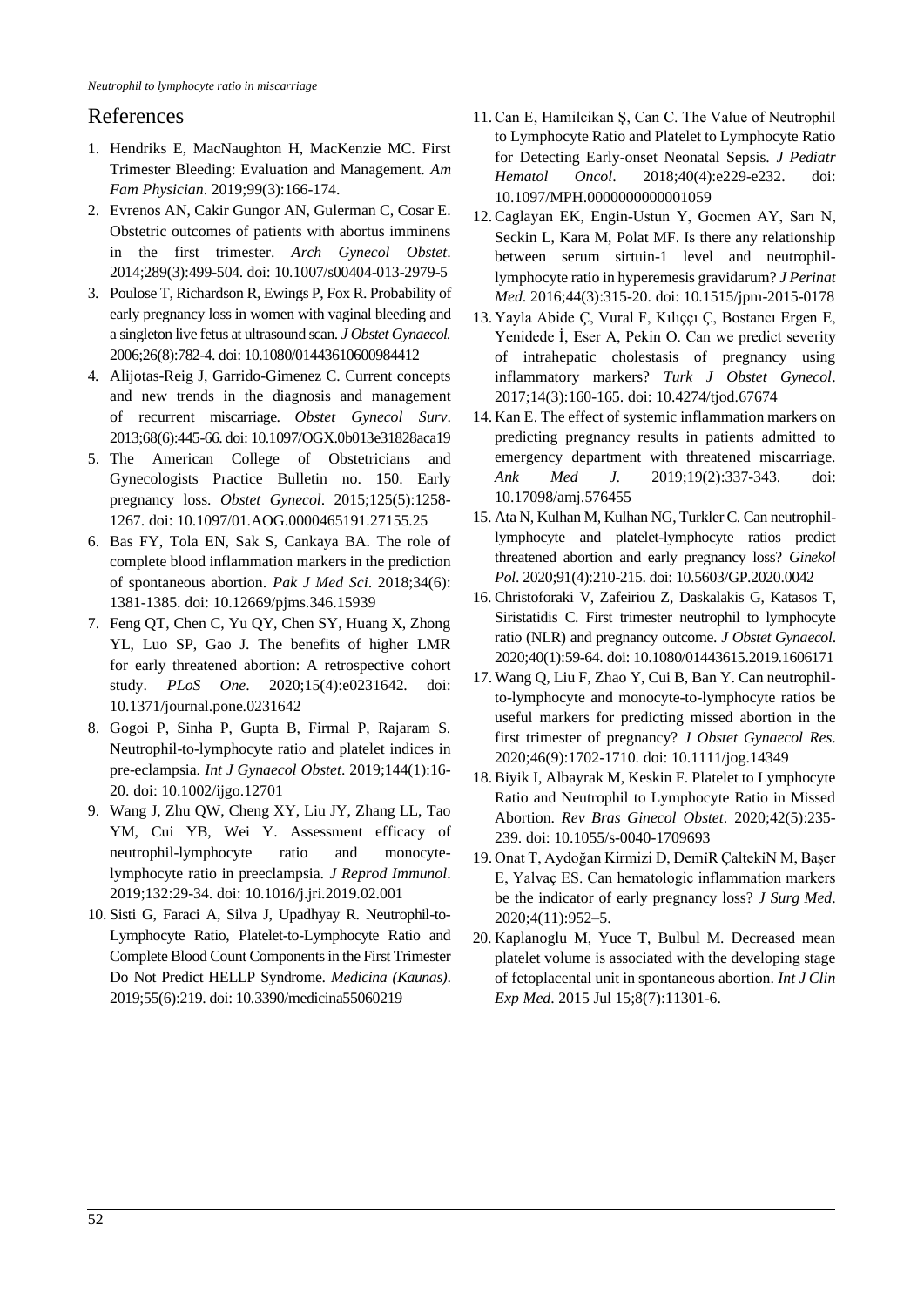## References

1. Hendriks E, MacNaughton H, MacKenzie MC. First Trimester Bleeding: Evaluation and Management. *Am Fam Physician*. 2019;99(3):166-174.
2. Evrenos AN, Cakir Gungor AN, Gulerman C, Cosar E. Obstetric outcomes of patients with abortus imminens in the first trimester. *Arch Gynecol Obstet*. 2014;289(3):499-504. doi: 10.1007/s00404-013-2979-5
3. Poulose T, Richardson R, Ewings P, Fox R. Probability of early pregnancy loss in women with vaginal bleeding and a singleton live fetus at ultrasound scan. *J Obstet Gynaecol*. 2006;26(8):782-4. doi: 10.1080/01443610600984412
4. Alijotas-Reig J, Garrido-Gimenez C. Current concepts and new trends in the diagnosis and management of recurrent miscarriage. *Obstet Gynecol Surv*. 2013;68(6):445-66. doi: 10.1097/OGX.0b013e31828aca19
5. The American College of Obstetricians and Gynecologists Practice Bulletin no. 150. Early pregnancy loss. *Obstet Gynecol*. 2015;125(5):1258-1267. doi: 10.1097/01.AOG.0000465191.27155.25
6. Bas FY, Tola EN, Sak S, Cankaya BA. The role of complete blood inflammation markers in the prediction of spontaneous abortion. *Pak J Med Sci*. 2018;34(6): 1381-1385. doi: 10.12669/pjms.346.15939
7. Feng QT, Chen C, Yu QY, Chen SY, Huang X, Zhong YL, Luo SP, Gao J. The benefits of higher LMR for early threatened abortion: A retrospective cohort study. *PLoS One*. 2020;15(4):e0231642. doi: 10.1371/journal.pone.0231642
8. Gogoi P, Sinha P, Gupta B, Firmal P, Rajaram S. Neutrophil-to-lymphocyte ratio and platelet indices in pre-eclampsia. *Int J Gynaecol Obstet*. 2019;144(1):16-20. doi: 10.1002/ijgo.12701
9. Wang J, Zhu QW, Cheng XY, Liu JY, Zhang LL, Tao YM, Cui YB, Wei Y. Assessment efficacy of neutrophil-lymphocyte ratio and monocyte-lymphocyte ratio in preeclampsia. *J Reprod Immunol*. 2019;132:29-34. doi: 10.1016/j.jri.2019.02.001
10. Sisti G, Faraci A, Silva J, Upadhyay R. Neutrophil-to-Lymphocyte Ratio, Platelet-to-Lymphocyte Ratio and Complete Blood Count Components in the First Trimester Do Not Predict HELLP Syndrome. *Medicina (Kaunas)*. 2019;55(6):219. doi: 10.3390/medicina55060219
11. Can E, Hamilcikan Ş, Can C. The Value of Neutrophil to Lymphocyte Ratio and Platelet to Lymphocyte Ratio for Detecting Early-onset Neonatal Sepsis. *J Pediatr Hematol Oncol*. 2018;40(4):e229-e232. doi: 10.1097/MPH.0000000000001059
12. Caglayan EK, Engin-Ustun Y, Gocmen AY, Sarı N, Seckin L, Kara M, Polat MF. Is there any relationship between serum sirtuin-1 level and neutrophil-lymphocyte ratio in hyperemesis gravidarum? *J Perinat Med*. 2016;44(3):315-20. doi: 10.1515/jpm-2015-0178
13. Yayla Abide Ç, Vural F, Kılıççı Ç, Bostancı Ergen E, Yenidede İ, Eser A, Pekin O. Can we predict severity of intrahepatic cholestasis of pregnancy using inflammatory markers? *Turk J Obstet Gynecol*. 2017;14(3):160-165. doi: 10.4274/tjod.67674
14. Kan E. The effect of systemic inflammation markers on predicting pregnancy results in patients admitted to emergency department with threatened miscarriage. *Ank Med J.* 2019;19(2):337-343. doi: 10.17098/amj.576455
15. Ata N, Kulhan M, Kulhan NG, Turkler C. Can neutrophil-lymphocyte and platelet-lymphocyte ratios predict threatened abortion and early pregnancy loss? *Ginekol Pol*. 2020;91(4):210-215. doi: 10.5603/GP.2020.0042
16. Christoforaki V, Zafeiriou Z, Daskalakis G, Katasos T, Siristatidis C. First trimester neutrophil to lymphocyte ratio (NLR) and pregnancy outcome. *J Obstet Gynaecol*. 2020;40(1):59-64. doi: 10.1080/01443615.2019.1606171
17. Wang Q, Liu F, Zhao Y, Cui B, Ban Y. Can neutrophil-to-lymphocyte and monocyte-to-lymphocyte ratios be useful markers for predicting missed abortion in the first trimester of pregnancy? *J Obstet Gynaecol Res*. 2020;46(9):1702-1710. doi: 10.1111/jog.14349
18. Biyik I, Albayrak M, Keskin F. Platelet to Lymphocyte Ratio and Neutrophil to Lymphocyte Ratio in Missed Abortion. *Rev Bras Ginecol Obstet*. 2020;42(5):235-239. doi: 10.1055/s-0040-1709693
19. Onat T, Aydoğan Kirmizi D, DemiR ÇaltekiN M, Başer E, Yalvaç ES. Can hematologic inflammation markers be the indicator of early pregnancy loss? *J Surg Med*. 2020;4(11):952–5.
20. Kaplanoglu M, Yuce T, Bulbul M. Decreased mean platelet volume is associated with the developing stage of fetoplacental unit in spontaneous abortion. *Int J Clin Exp Med*. 2015 Jul 15;8(7):11301-6.